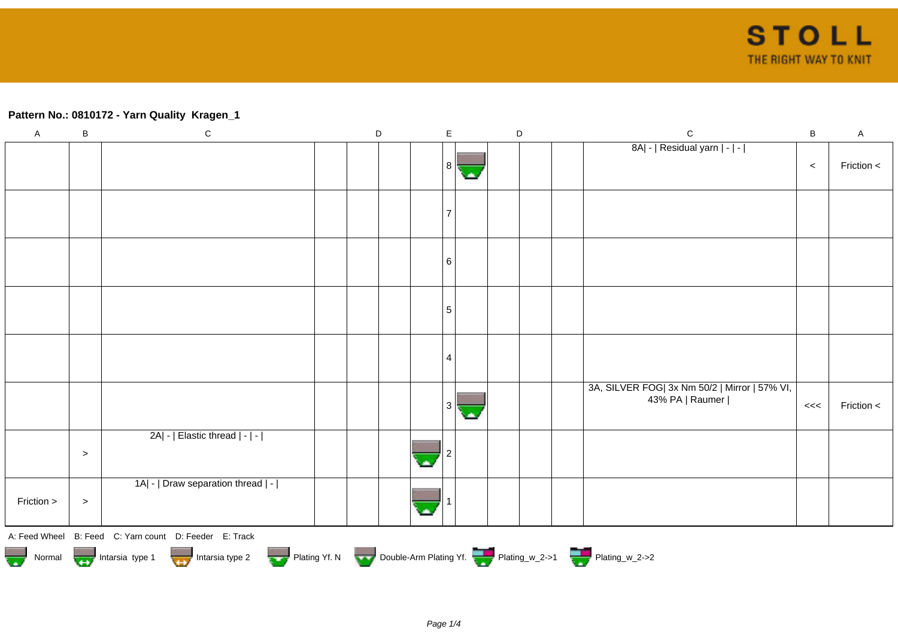## Pattern No.: 0810172 - Yarn Quality  Kragen_1

| A | B | C | D | D | D | D | E | D | D | D | D | C | B | A |
|---|---|---|---|---|---|---|---|---|---|---|---|---|---|---|
| | | | | | | | 8 | | | | | 8A\| - \| Residual yarn \| - \| - \| | < | Friction < |
| | | | | | | | 7 | | | | | | | |
| | | | | | | | 6 | | | | | | | |
| | | | | | | | 5 | | | | | | | |
| | | | | | | | 4 | | | | | | | |
| | | | | | | | 3 | | | | | 3A, SILVER FOG\| 3x Nm 50/2 \| Mirror \| 57% VI, 43% PA \| Raumer \| | <<< | Friction < |
| | > | 2A\| - \| Elastic thread \| - \| - \| | | | | | 2 | | | | | | | |
| Friction > | > | 1A\| - \| Draw separation thread \| - \| | | | | | 1 | | | | | | | |

A: Feed Wheel   B: Feed   C: Yarn count   D: Feeder   E: Track

Normal   Intarsia type 1   Intarsia type 2   Plating Yf. N   Double-Arm Plating Yf.   Plating_w_2->1   Plating_w_2->2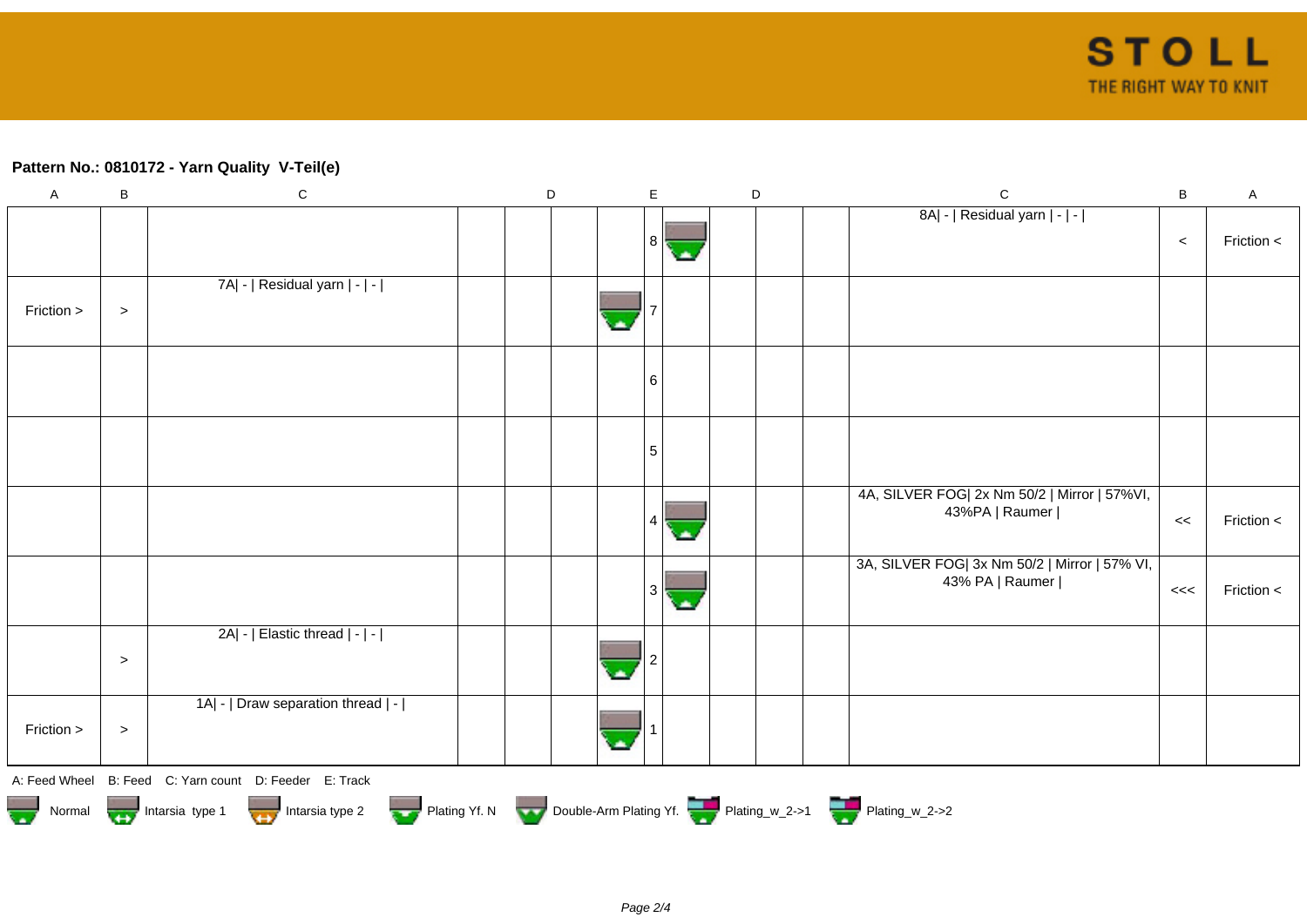**Pattern No.: 0810172 - Yarn Quality  V-Teil(e)**

| A | B | C | D | D | D | D | E | D | D | D | D | C | B | A |
|---|---|---|---|---|---|---|---|---|---|---|---|---|---|---|
| | | | | | | | 8 | | | | | 8A\| - \| Residual yarn \| - \| - \| | < | Friction < |
| Friction > | > | 7A\| - \| Residual yarn \| - \| - \| | | | | | 7 | | | | | | | |
| | | | | | | | 6 | | | | | | | |
| | | | | | | | 5 | | | | | | | |
| | | | | | | | 4 | | | | | 4A, SILVER FOG\| 2x Nm 50/2 \| Mirror \| 57%VI, 43%PA \| Raumer \| | << | Friction < |
| | | | | | | | 3 | | | | | 3A, SILVER FOG\| 3x Nm 50/2 \| Mirror \| 57% VI, 43% PA \| Raumer \| | <<< | Friction < |
| | > | 2A\| - \| Elastic thread \| - \| - \| | | | | | 2 | | | | | | | |
| Friction > | > | 1A\| - \| Draw separation thread \| - \| | | | | | 1 | | | | | | | |

A: Feed Wheel   B: Feed   C: Yarn count   D: Feeder   E: Track

Normal   Intarsia type 1   Intarsia type 2   Plating Yf. N   Double-Arm Plating Yf.   Plating_w_2->1   Plating_w_2->2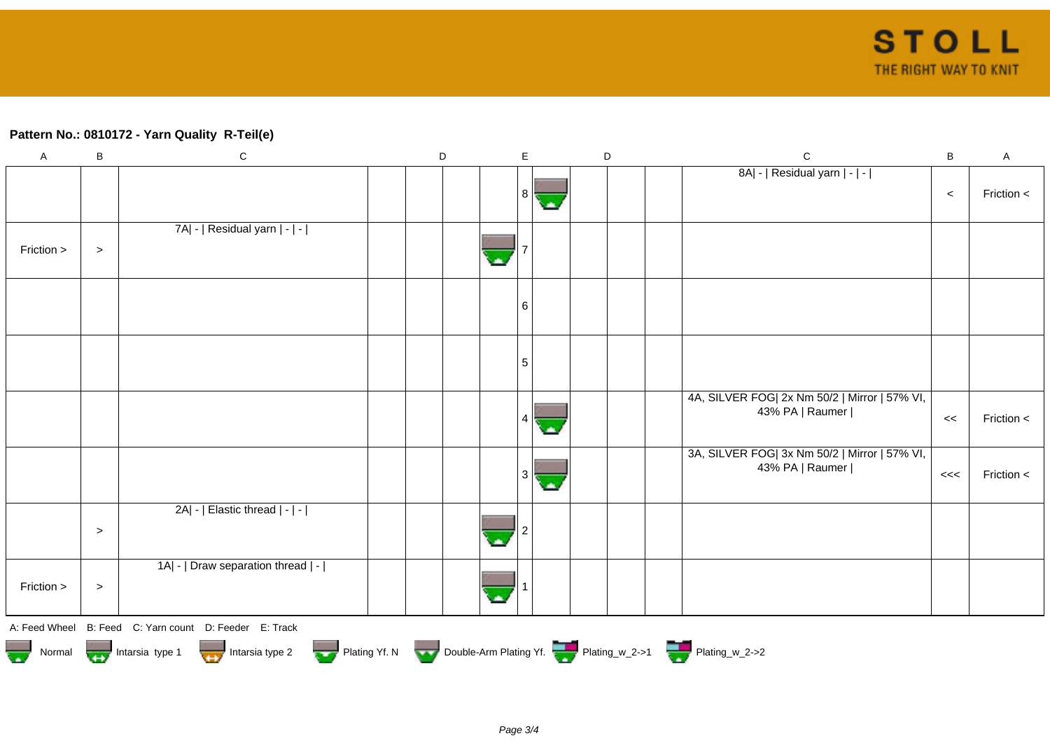**Pattern No.: 0810172 - Yarn Quality  R-Teil(e)**

| A | B | C | D | D | D | D | E | D | D | D | D | C | B | A |
|---|---|---|---|---|---|---|---|---|---|---|---|---|---|---|
| | | | | | | | 8 | | | | | 8A\| - \| Residual yarn \| - \| - \| | < | Friction < |
| Friction > | > | 7A\| - \| Residual yarn \| - \| - \| | | | | | 7 | | | | | | | |
| | | | | | | | 6 | | | | | | | |
| | | | | | | | 5 | | | | | | | |
| | | | | | | | 4 | | | | | 4A, SILVER FOG\| 2x Nm 50/2 \| Mirror \| 57% VI, 43% PA \| Raumer \| | << | Friction < |
| | | | | | | | 3 | | | | | 3A, SILVER FOG\| 3x Nm 50/2 \| Mirror \| 57% VI, 43% PA \| Raumer \| | <<< | Friction < |
| | > | 2A\| - \| Elastic thread \| - \| - \| | | | | | 2 | | | | | | | |
| Friction > | > | 1A\| - \| Draw separation thread \| - \| | | | | | 1 | | | | | | | |

A: Feed Wheel   B: Feed   C: Yarn count   D: Feeder   E: Track

Normal   Intarsia type 1   Intarsia type 2   Plating Yf. N   Double-Arm Plating Yf.   Plating_w_2->1   Plating_w_2->2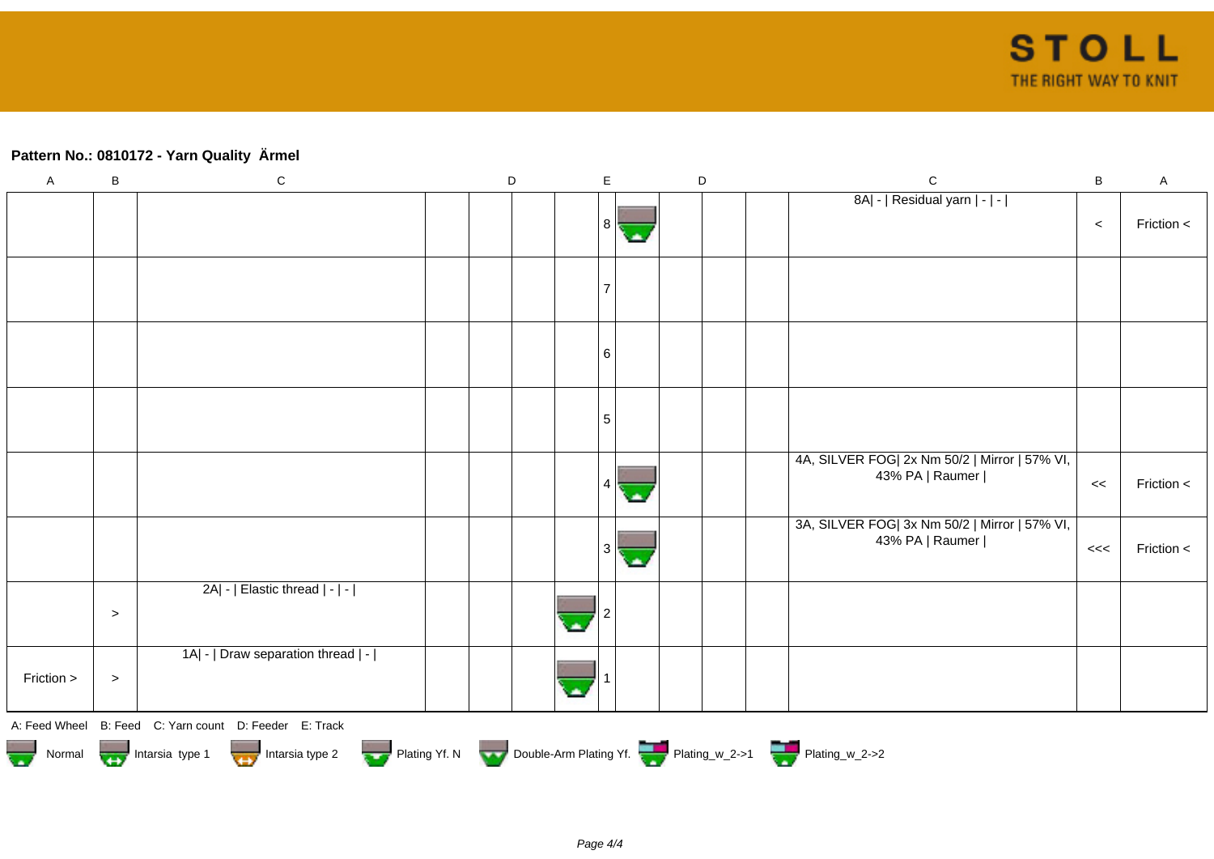**Pattern No.: 0810172 - Yarn Quality  Ärmel**

| A | B | C | D | | | | E | D | | | | C | B | A |
|---|---|---|---|---|---|---|---|---|---|---|---|---|---|---|
| | | | | | | | 8 | | | | | 8A\| - \| Residual yarn \| - \| - \| | < | Friction < |
| | | | | | | | 7 | | | | | | | |
| | | | | | | | 6 | | | | | | | |
| | | | | | | | 5 | | | | | | | |
| | | | | | | | 4 | | | | | 4A, SILVER FOG\| 2x Nm 50/2 \| Mirror \| 57% VI, 43% PA \| Raumer \| | << | Friction < |
| | | | | | | | 3 | | | | | 3A, SILVER FOG\| 3x Nm 50/2 \| Mirror \| 57% VI, 43% PA \| Raumer \| | <<< | Friction < |
| | > | 2A\| - \| Elastic thread \| - \| - \| | | | | | 2 | | | | | | | |
| Friction > | > | 1A\| - \| Draw separation thread \| - \| | | | | | 1 | | | | | | | |

A: Feed Wheel   B: Feed   C: Yarn count   D: Feeder   E: Track

Normal   Intarsia type 1   Intarsia type 2   Plating Yf. N   Double-Arm Plating Yf.   Plating_w_2->1   Plating_w_2->2